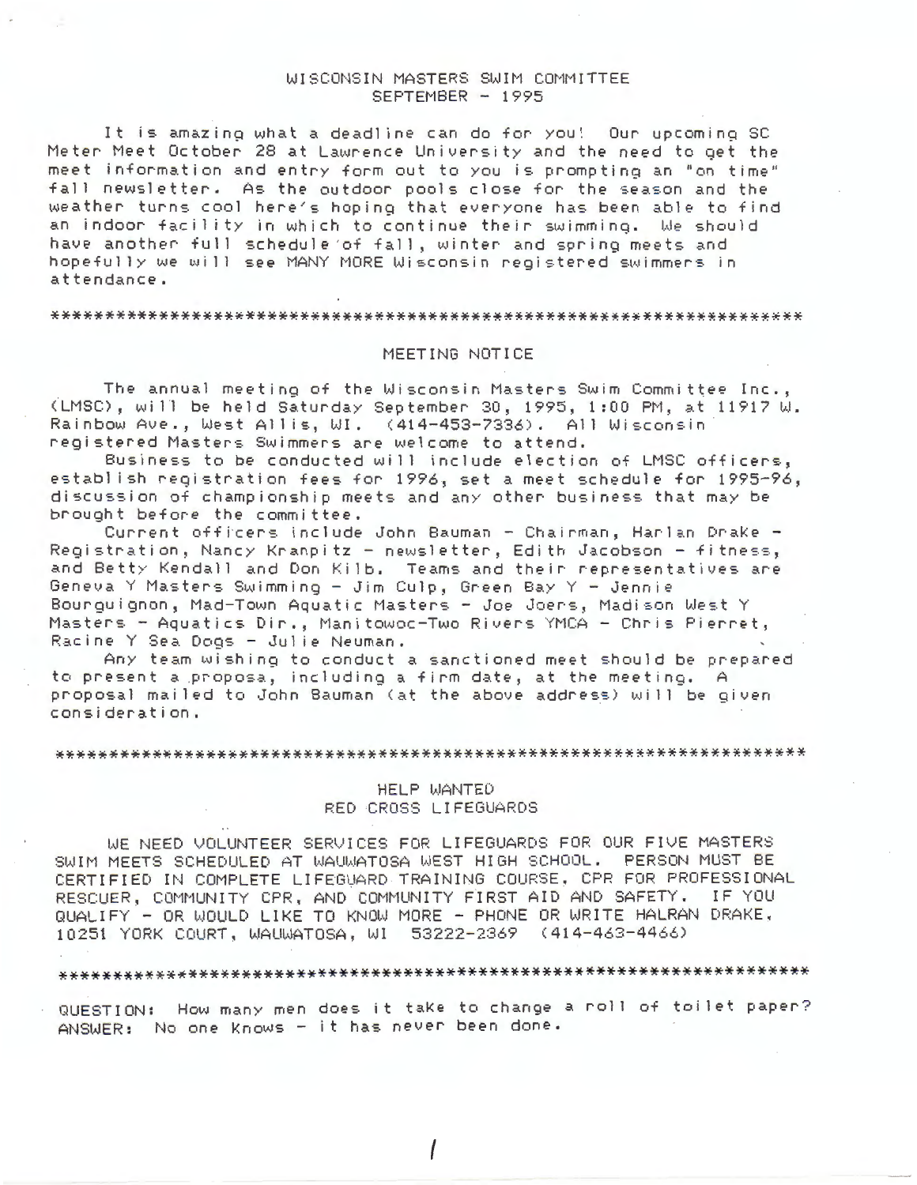# WISCONSIN MASTERS SWIM COMMITTEE
## SEPTEMBER - 1995

It is amazing what a deadline can do for you! Our upcoming SC Meter Meet October 28 at Lawrence University and the need to get the meet information and entry form out to you is prompting an "on time" fall newsletter. As the outdoor pools close for the season and the weather turns cool here's hoping that everyone has been able to find an indoor facility in which to continue their swimming. We should have another full schedule of fall, winter and spring meets and hopefully we will see MANY MORE Wisconsin registered swimmers in attendance.

*******************************************************************

## MEETING NOTICE

The annual meeting of the Wisconsin Masters Swim Committee Inc., (LMSC), will be held Saturday September 30, 1995, 1:00 PM, at 11917 W. Rainbow Ave., West Allis, WI. (414-453-7336). All Wisconsin registered Masters Swimmers are welcome to attend.

Business to be conducted will include election of LMSC officers, establish registration fees for 1996, set a meet schedule for 1995-96, discussion of championship meets and any other business that may be brought before the committee.

Current officers include John Bauman - Chairman, Harlan Drake - Registration, Nancy Kranpitz - newsletter, Edith Jacobson - fitness, and Betty Kendall and Don Kilb. Teams and their representatives are Geneva Y Masters Swimming - Jim Culp, Green Bay Y - Jennie Bourguignon, Mad-Town Aquatic Masters - Joe Joers, Madison West Y Masters - Aquatics Dir., Manitowoc-Two Rivers YMCA - Chris Pierret, Racine Y Sea Dogs - Julie Neuman.

Any team wishing to conduct a sanctioned meet should be prepared to present a proposa, including a firm date, at the meeting. A proposal mailed to John Bauman (at the above address) will be given consideration.

*******************************************************************

## HELP WANTED
## RED CROSS LIFEGUARDS

WE NEED VOLUNTEER SERVICES FOR LIFEGUARDS FOR OUR FIVE MASTERS SWIM MEETS SCHEDULED AT WAUWATOSA WEST HIGH SCHOOL. PERSON MUST BE CERTIFIED IN COMPLETE LIFEGUARD TRAINING COURSE, CPR FOR PROFESSIONAL RESCUER, COMMUNITY CPR, AND COMMUNITY FIRST AID AND SAFETY. IF YOU QUALIFY - OR WOULD LIKE TO KNOW MORE - PHONE OR WRITE HALRAN DRAKE, 10251 YORK COURT, WAUWATOSA, WI 53222-2369 (414-463-4466)

*******************************************************************

QUESTION: How many men does it take to change a roll of toilet paper?
ANSWER: No one knows - it has never been done.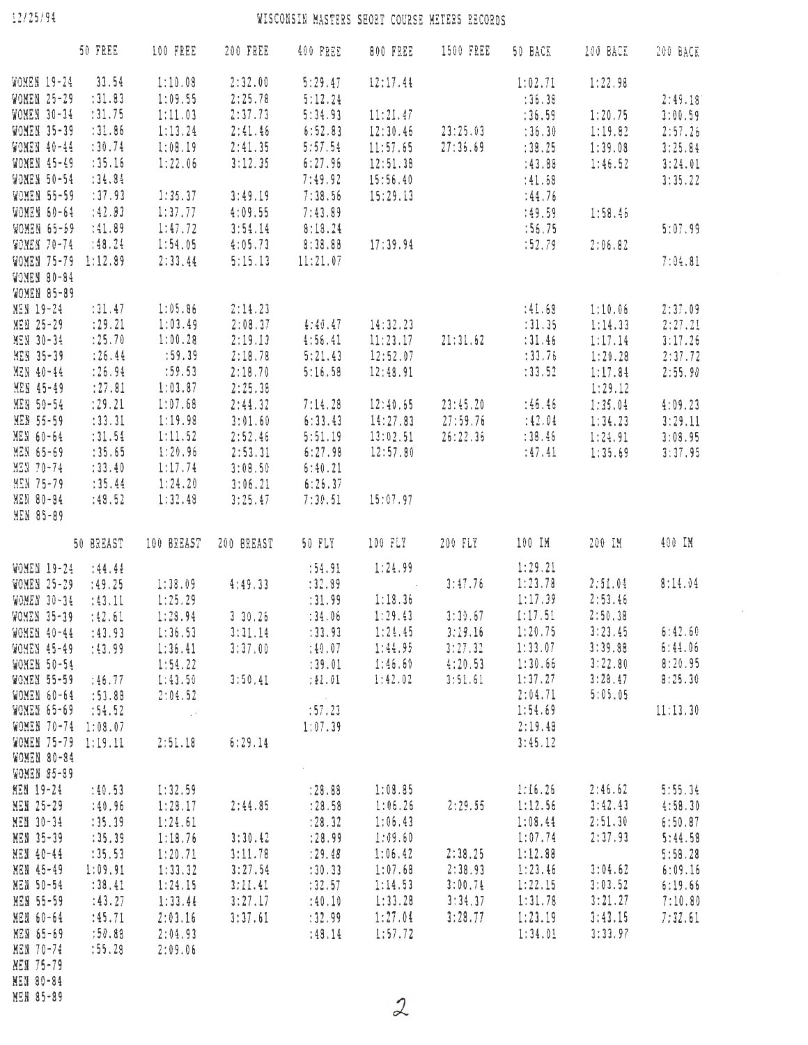# WISCONSIN MASTERS SHORT COURSE METERS RECORDS

| | 50 FREE | 100 FREE | 200 FREE | 400 FREE | 800 FREE | 1500 FREE | 50 BACK | 100 BACK | 200 BACK |
|---|---|---|---|---|---|---|---|---|---|
| WOMEN 19-24 | 33.54 | 1:10.08 | 2:32.00 | 5:29.47 | 12:17.44 | | 1:02.71 | 1:22.98 | |
| WOMEN 25-29 | :31.83 | 1:09.55 | 2:25.78 | 5:12.24 | | | :36.38 | | 2:49.18 |
| WOMEN 30-34 | :31.75 | 1:11.03 | 2:37.73 | 5:34.93 | 11:21.47 | | :36.59 | 1:20.75 | 3:00.59 |
| WOMEN 35-39 | :31.86 | 1:13.24 | 2:41.46 | 6:52.83 | 12:30.46 | 23:25.03 | :36.30 | 1:19.82 | 2:57.26 |
| WOMEN 40-44 | :30.74 | 1:08.19 | 2:41.35 | 5:57.54 | 11:57.65 | 27:36.69 | :38.25 | 1:39.08 | 3:25.84 |
| WOMEN 45-49 | :35.16 | 1:22.06 | 3:12.35 | 6:27.96 | 12:51.38 | | :43.88 | 1:46.52 | 3:24.01 |
| WOMEN 50-54 | :34.84 | | | 7:49.92 | 15:56.40 | | :41.68 | | 3:35.22 |
| WOMEN 55-59 | :37.93 | 1:35.37 | 3:49.19 | 7:38.56 | 15:29.13 | | :44.76 | | |
| WOMEN 60-64 | :42.82 | 1:37.77 | 4:09.55 | 7:43.89 | | | :49.59 | 1:58.46 | |
| WOMEN 65-69 | :41.89 | 1:47.72 | 3:54.14 | 8:18.24 | | | :56.75 | | 5:07.99 |
| WOMEN 70-74 | :48.24 | 1:54.05 | 4:05.73 | 8:38.88 | 17:39.94 | | :52.79 | 2:06.82 | |
| WOMEN 75-79 | 1:12.89 | 2:33.44 | 5:15.13 | 11:21.07 | | | | | 7:04.81 |
| WOMEN 80-84 | | | | | | | | | |
| WOMEN 85-89 | | | | | | | | | |
| MEN 19-24 | :31.47 | 1:05.86 | 2:14.23 | | | | :41.68 | 1:10.06 | 2:37.09 |
| MEN 25-29 | :29.21 | 1:03.49 | 2:08.37 | 4:40.47 | 14:32.23 | | :31.35 | 1:14.33 | 2:27.21 |
| MEN 30-34 | :25.70 | 1:00.28 | 2:19.13 | 4:56.41 | 11:23.17 | 21:31.62 | :31.46 | 1:17.14 | 3:17.26 |
| MEN 35-39 | :26.44 | :59.39 | 2:18.78 | 5:21.43 | 12:52.07 | | :33.76 | 1:20.28 | 2:37.72 |
| MEN 40-44 | :26.94 | :59.53 | 2:18.70 | 5:16.58 | 12:48.91 | | :33.52 | 1:17.84 | 2:55.90 |
| MEN 45-49 | :27.81 | 1:03.87 | 2:25.38 | | | | | 1:29.12 | |
| MEN 50-54 | :29.21 | 1:07.68 | 2:44.32 | 7:14.28 | 12:40.65 | 23:45.20 | :46.46 | 1:35.04 | 4:09.23 |
| MEN 55-59 | :33.31 | 1:19.98 | 3:01.60 | 6:33.43 | 14:27.83 | 27:59.76 | :42.04 | 1:34.23 | 3:29.11 |
| MEN 60-64 | :31.54 | 1:11.52 | 2:52.46 | 5:51.19 | 13:02.51 | 26:22.36 | :38.46 | 1:24.91 | 3:08.95 |
| MEN 65-69 | :35.65 | 1:20.96 | 2:53.31 | 6:27.98 | 12:57.80 | | :47.41 | 1:35.69 | 3:37.95 |
| MEN 70-74 | :33.40 | 1:17.74 | 3:08.50 | 6:40.21 | | | | | |
| MEN 75-79 | :35.44 | 1:24.20 | 3:06.21 | 6:26.37 | | | | | |
| MEN 80-84 | :48.52 | 1:32.48 | 3:25.47 | 7:30.51 | 15:07.97 | | | | |
| MEN 85-89 | | | | | | | | | |

| | 50 BREAST | 100 BREAST | 200 BREAST | 50 FLY | 100 FLY | 200 FLY | 100 IM | 200 IM | 400 IM |
|---|---|---|---|---|---|---|---|---|---|
| WOMEN 19-24 | :44.44 | | | :54.91 | 1:24.99 | | 1:29.21 | | |
| WOMEN 25-29 | :49.25 | 1:38.09 | 4:49.33 | :32.89 | | 3:47.76 | 1:23.78 | 2:51.04 | 8:14.04 |
| WOMEN 30-34 | :43.11 | 1:25.29 | | :31.99 | 1:18.36 | | 1:17.39 | 2:53.46 | |
| WOMEN 35-39 | :42.61 | 1:28.94 | 3 30.26 | :34.06 | 1:29.43 | 3:30.67 | 1:17.51 | 2:50.38 | |
| WOMEN 40-44 | :43.93 | 1:36.53 | 3:31.14 | :33.93 | 1:24.45 | 3:19.16 | 1:20.75 | 3:23.45 | 6:42.60 |
| WOMEN 45-49 | :43.99 | 1:36.41 | 3:37.00 | :40.07 | 1:44.95 | 3:27.32 | 1:33.07 | 3:39.88 | 6:44.06 |
| WOMEN 50-54 | | 1:54.22 | | :39.01 | 1:46.60 | 4:20.53 | 1:30.66 | 3:22.80 | 8:20.95 |
| WOMEN 55-59 | :46.77 | 1:43.50 | 3:50.41 | :41.01 | 1:42.02 | 3:51.61 | 1:37.27 | 3:28.47 | 8:25.30 |
| WOMEN 60-64 | :53.88 | 2:04.52 | | | | | 2:04.71 | 5:05.05 | |
| WOMEN 65-69 | :54.52 | | | :57.23 | | | 1:54.69 | | 11:13.30 |
| WOMEN 70-74 | 1:08.07 | | | 1:07.39 | | | 2:19.48 | | |
| WOMEN 75-79 | 1:19.11 | 2:51.18 | 6:29.14 | | | | 3:45.12 | | |
| WOMEN 80-84 | | | | | | | | | |
| WOMEN 85-89 | | | | | | | | | |
| MEN 19-24 | :40.53 | 1:32.59 | | :28.88 | 1:08.85 | | 1:16.26 | 2:46.62 | 5:55.34 |
| MEN 25-29 | :40.96 | 1:28.17 | 2:44.85 | :28.58 | 1:06.26 | 2:29.55 | 1:12.56 | 3:42.43 | 4:58.30 |
| MEN 30-34 | :35.39 | 1:24.61 | | :28.32 | 1:06.43 | | 1:08.44 | 2:51.30 | 6:50.87 |
| MEN 35-39 | :35.39 | 1:18.76 | 3:30.42 | :28.99 | 1:09.60 | | 1:07.74 | 2:37.93 | 5:44.58 |
| MEN 40-44 | :35.53 | 1:20.71 | 3:11.78 | :29.48 | 1:06.42 | 2:38.25 | 1:12.88 | | 5:58.28 |
| MEN 45-49 | 1:09.91 | 1:33.32 | 3:27.54 | :30.33 | 1:07.68 | 2:38.93 | 1:23.46 | 3:04.62 | 6:09.16 |
| MEN 50-54 | :38.41 | 1:24.15 | 3:11.41 | :32.57 | 1:14.53 | 3:00.74 | 1:22.15 | 3:03.52 | 6:19.66 |
| MEN 55-59 | :43.27 | 1:33.44 | 3:27.17 | :40.10 | 1:33.28 | 3:34.37 | 1:31.78 | 3:21.27 | 7:10.80 |
| MEN 60-64 | :45.71 | 2:03.16 | 3:37.61 | :32.99 | 1:27.04 | 3:28.77 | 1:23.19 | 3:43.15 | 7:32.61 |
| MEN 65-69 | :50.88 | 2:04.93 | | :48.14 | 1:57.72 | | 1:34.01 | 3:33.97 | |
| MEN 70-74 | :55.28 | 2:09.06 | | | | | | | |
| MEN 75-79 | | | | | | | | | |
| MEN 80-84 | | | | | | | | | |
| MEN 85-89 | | | | | | | | | |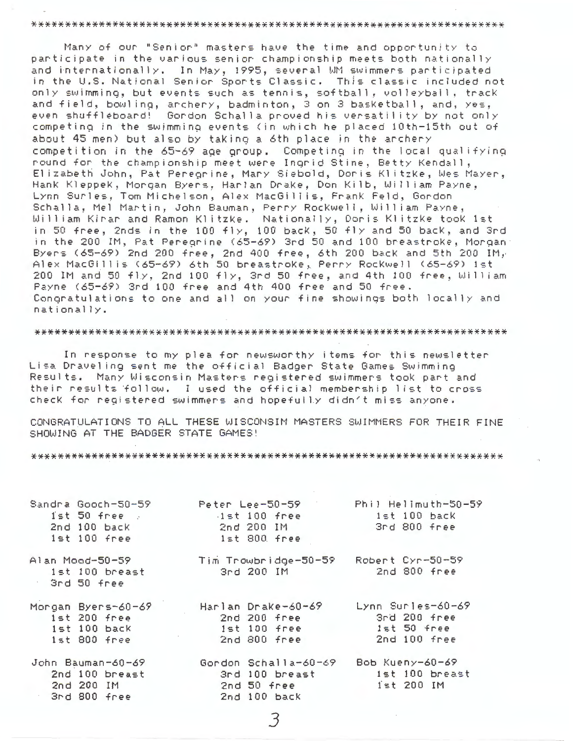\*\*\*\*\*\*\*\*\*\*\*\*\*\*\*\*\*\*\*\*\*\*\*\*\*\*\*\*\*\*\*\*\*\*\*\*\*\*\*\*\*\*\*\*\*\*\*\*\*\*\*\*\*\*\*\*\*\*\*\*\*\*\*\*\*\*\*\*

Many of our "Senior" masters have the time and opportunity to participate in the various senior championship meets both nationally and internationally. In May, 1995, several WM swimmers participated in the U.S. National Senior Sports Classic. This classic included not only swimming, but events such as tennis, softball, volleyball, track and field, bowling, archery, badminton, 3 on 3 basketball, and, yes, even shuffleboard! Gordon Schalla proved his versatility by not only competing in the swimming events (in which he placed 10th-15th out of about 45 men) but also by taking a 6th place in the archery competition in the 65-69 age group. Competing in the local qualifying round for the championship meet were Ingrid Stine, Betty Kendall, Elizabeth John, Pat Peregrine, Mary Siebold, Doris Klitzke, Wes Mayer, Hank Kleppek, Morgan Byers, Harlan Drake, Don Kilb, William Payne, Lynn Surles, Tom Michelson, Alex MacGillis, Frank Feld, Gordon Schalla, Mel Martin, John Bauman, Perry Rockwell, William Payne, William Kirar and Ramon Klitzke. Nationally, Doris Klitzke took 1st in 50 free, 2nds in the 100 fly, 100 back, 50 fly and 50 back, and 3rd in the 200 IM, Pat Peregrine (65-69) 3rd 50 and 100 breastroke, Morgan Byers (65-69) 2nd 200 free, 2nd 400 free, 6th 200 back and 5th 200 IM, Alex MacGillis (65-69) 6th 50 breastroke, Perry Rockwell (65-69) 1st 200 IM and 50 fly, 2nd 100 fly, 3rd 50 free, and 4th 100 free, William Payne (65-69) 3rd 100 free and 4th 400 free and 50 free. Congratulations to one and all on your fine showings both locally and nationally.

\*\*\*\*\*\*\*\*\*\*\*\*\*\*\*\*\*\*\*\*\*\*\*\*\*\*\*\*\*\*\*\*\*\*\*\*\*\*\*\*\*\*\*\*\*\*\*\*\*\*\*\*\*\*\*\*\*\*\*\*\*\*\*\*\*\*\*\*

In response to my plea for newsworthy items for this newsletter Lisa Draveling sent me the official Badger State Games Swimming Results. Many Wisconsin Masters registered swimmers took part and their results follow. I used the official membership list to cross check for registered swimmers and hopefully didn't miss anyone.

CONGRATULATIONS TO ALL THESE WISCONSIM MASTERS SWIMMERS FOR THEIR FINE SHOWING AT THE BADGER STATE GAMES!

\*\*\*\*\*\*\*\*\*\*\*\*\*\*\*\*\*\*\*\*\*\*\*\*\*\*\*\*\*\*\*\*\*\*\*\*\*\*\*\*\*\*\*\*\*\*\*\*\*\*\*\*\*\*\*\*\*\*\*\*\*\*\*\*\*\*\*\*

Sandra Gooch-50-59
- 1st 50 free
- 2nd 100 back
- 1st 100 free

Peter Lee-50-59
- 1st 100 free
- 2nd 200 IM
- 1st 800 free

Phil Hellmuth-50-59
- 1st 100 back
- 3rd 800 free

Alan Mood-50-59
- 1st 100 breast
- 3rd 50 free

Tim Trowbridge-50-59
- 3rd 200 IM

Robert Cyr-50-59
- 2nd 800 free

Morgan Byers-60-69
- 1st 200 free
- 1st 100 back
- 1st 800 free

Harlan Drake-60-69
- 2nd 200 free
- 1st 100 free
- 2nd 800 free

Lynn Surles-60-69
- 3rd 200 free
- 1st 50 free
- 2nd 100 free

John Bauman-60-69
- 2nd 100 breast
- 2nd 200 IM
- 3rd 800 free

Gordon Schalla-60-69
- 3rd 100 breast
- 2nd 50 free
- 2nd 100 back

Bob Kueny-60-69
- 1st 100 breast
- 1st 200 IM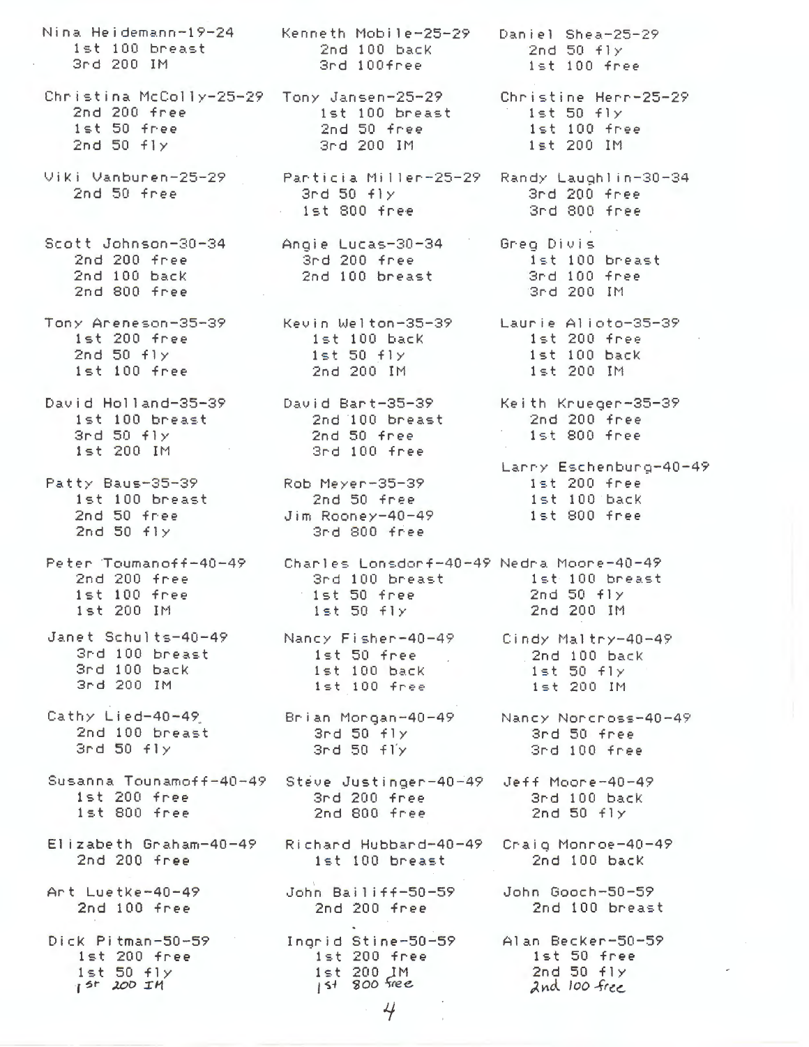Nina Heidemann-19-24
1st 100 breast
3rd 200 IM

Christina McColly-25-29
2nd 200 free
1st 50 free
2nd 50 fly

Viki Vanburen-25-29
2nd 50 free

Scott Johnson-30-34
2nd 200 free
2nd 100 back
2nd 800 free

Tony Areneson-35-39
1st 200 free
2nd 50 fly
1st 100 free

David Holland-35-39
1st 100 breast
3rd 50 fly
1st 200 IM

Patty Baus-35-39
1st 100 breast
2nd 50 free
2nd 50 fly

Peter Toumanoff-40-49
2nd 200 free
1st 100 free
1st 200 IM

Janet Schults-40-49
3rd 100 breast
3rd 100 back
3rd 200 IM

Cathy Lied-40-49
2nd 100 breast
3rd 50 fly

Susanna Tounamoff-40-49
1st 200 free
1st 800 free

Elizabeth Graham-40-49
2nd 200 free

Art Luetke-40-49
2nd 100 free

Dick Pitman-50-59
1st 200 free
1st 50 fly
1st 200 IM

Kenneth Mobile-25-29
2nd 100 back
3rd 100free

Tony Jansen-25-29
1st 100 breast
2nd 50 free
3rd 200 IM

Particia Miller-25-29
3rd 50 fly
1st 800 free

Angie Lucas-30-34
3rd 200 free
2nd 100 breast

Kevin Welton-35-39
1st 100 back
1st 50 fly
2nd 200 IM

David Bart-35-39
2nd 100 breast
2nd 50 free
3rd 100 free

Rob Meyer-35-39
2nd 50 free

Jim Rooney-40-49
3rd 800 free

Charles Lonsdorf-40-49
3rd 100 breast
1st 50 free
1st 50 fly

Nancy Fisher-40-49
1st 50 free
1st 100 back
1st 100 free

Brian Morgan-40-49
3rd 50 fly
3rd 50 fly

Steve Justinger-40-49
3rd 200 free
2nd 800 free

Richard Hubbard-40-49
1st 100 breast

John Bailiff-50-59
2nd 200 free

Ingrid Stine-50-59
1st 200 free
1st 200 IM
1st 800 free

Daniel Shea-25-29
2nd 50 fly
1st 100 free

Christine Herr-25-29
1st 50 fly
1st 100 free
1st 200 IM

Randy Laughlin-30-34
3rd 200 free
3rd 800 free

Greg Divis
1st 100 breast
3rd 100 free
3rd 200 IM

Laurie Alioto-35-39
1st 200 free
1st 100 back
1st 200 IM

Keith Krueger-35-39
2nd 200 free
1st 800 free

Larry Eschenburg-40-49
1st 200 free
1st 100 back
1st 800 free

Nedra Moore-40-49
1st 100 breast
2nd 50 fly
2nd 200 IM

Cindy Maltry-40-49
2nd 100 back
1st 50 fly
1st 200 IM

Nancy Norcross-40-49
3rd 50 free
3rd 100 free

Jeff Moore-40-49
3rd 100 back
2nd 50 fly

Craig Monroe-40-49
2nd 100 back

John Gooch-50-59
2nd 100 breast

Alan Becker-50-59
1st 50 free
2nd 50 fly
2nd 100 free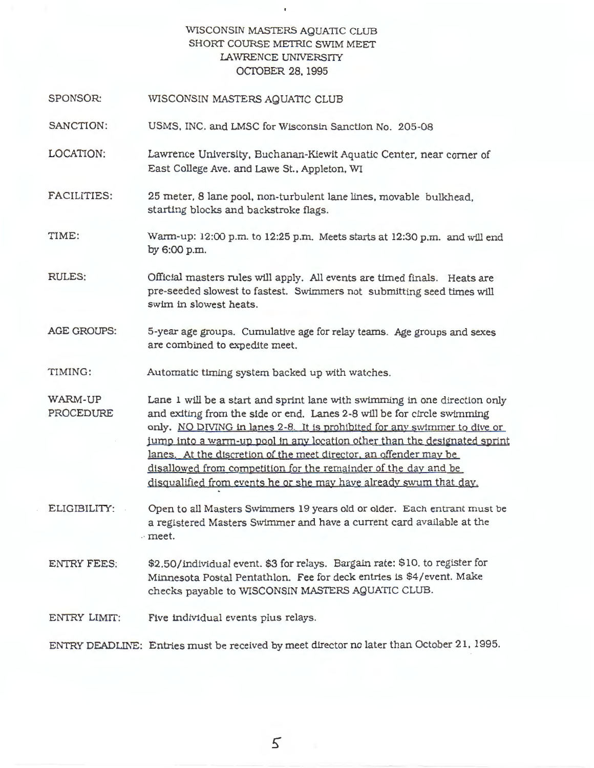# WISCONSIN MASTERS AQUATIC CLUB
## SHORT COURSE METRIC SWIM MEET
## LAWRENCE UNIVERSITY
## OCTOBER 28, 1995

**SPONSOR:** WISCONSIN MASTERS AQUATIC CLUB

**SANCTION:** USMS, INC. and LMSC for Wisconsin Sanction No. 205-08

**LOCATION:** Lawrence University, Buchanan-Kiewit Aquatic Center, near corner of East College Ave. and Lawe St., Appleton, WI

**FACILITIES:** 25 meter, 8 lane pool, non-turbulent lane lines, movable bulkhead, starting blocks and backstroke flags.

**TIME:** Warm-up: 12:00 p.m. to 12:25 p.m. Meets starts at 12:30 p.m. and will end by 6:00 p.m.

**RULES:** Official masters rules will apply. All events are timed finals. Heats are pre-seeded slowest to fastest. Swimmers not submitting seed times will swim in slowest heats.

**AGE GROUPS:** 5-year age groups. Cumulative age for relay teams. Age groups and sexes are combined to expedite meet.

**TIMING:** Automatic timing system backed up with watches.

**WARM-UP PROCEDURE:** Lane 1 will be a start and sprint lane with swimming in one direction only and exiting from the side or end. Lanes 2-8 will be for circle swimming only. <u>NO DIVING in lanes 2-8. It is prohibited for any swimmer to dive or jump into a warm-up pool in any location other than the designated sprint lanes. At the discretion of the meet director, an offender may be disallowed from competition for the remainder of the day and be disqualified from events he or she may have already swum that day.</u>

**ELIGIBILITY:** Open to all Masters Swimmers 19 years old or older. Each entrant must be a registered Masters Swimmer and have a current card available at the meet.

**ENTRY FEES:** $2.50/individual event. $3 for relays. Bargain rate: $10. to register for Minnesota Postal Pentathlon. Fee for deck entries is $4/event. Make checks payable to WISCONSIN MASTERS AQUATIC CLUB.

**ENTRY LIMIT:** Five individual events plus relays.

**ENTRY DEADLINE:** Entries must be received by meet director no later than October 21, 1995.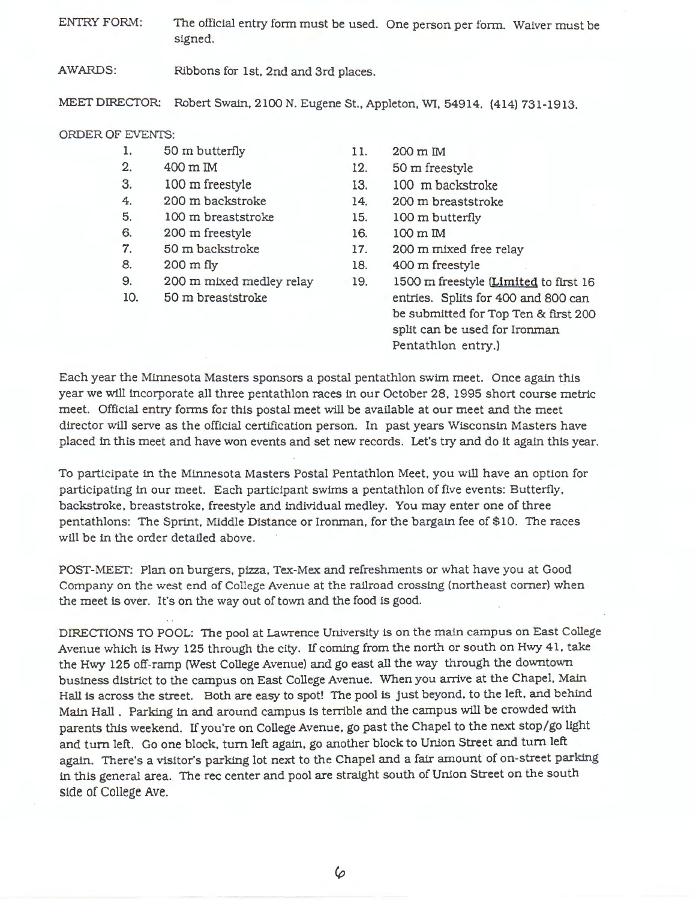ENTRY FORM: The official entry form must be used. One person per form. Waiver must be signed.

AWARDS: Ribbons for 1st, 2nd and 3rd places.

MEET DIRECTOR: Robert Swain, 2100 N. Eugene St., Appleton, WI, 54914. (414) 731-1913.

ORDER OF EVENTS:

1. 50 m butterfly
2. 400 m IM
3. 100 m freestyle
4. 200 m backstroke
5. 100 m breaststroke
6. 200 m freestyle
7. 50 m backstroke
8. 200 m fly
9. 200 m mixed medley relay
10. 50 m breaststroke
11. 200 m IM
12. 50 m freestyle
13. 100 m backstroke
14. 200 m breaststroke
15. 100 m butterfly
16. 100 m IM
17. 200 m mixed free relay
18. 400 m freestyle
19. 1500 m freestyle (**Limited** to first 16 entries. Splits for 400 and 800 can be submitted for Top Ten & first 200 split can be used for Ironman Pentathlon entry.)

Each year the Minnesota Masters sponsors a postal pentathlon swim meet. Once again this year we will incorporate all three pentathlon races in our October 28, 1995 short course metric meet. Official entry forms for this postal meet will be available at our meet and the meet director will serve as the official certification person. In past years Wisconsin Masters have placed in this meet and have won events and set new records. Let's try and do it again this year.

To participate in the Minnesota Masters Postal Pentathlon Meet, you will have an option for participating in our meet. Each participant swims a pentathlon of five events: Butterfly, backstroke, breaststroke, freestyle and individual medley. You may enter one of three pentathlons: The Sprint, Middle Distance or Ironman, for the bargain fee of $10. The races will be in the order detailed above.

POST-MEET: Plan on burgers, pizza, Tex-Mex and refreshments or what have you at Good Company on the west end of College Avenue at the railroad crossing (northeast corner) when the meet is over. It's on the way out of town and the food is good.

DIRECTIONS TO POOL: The pool at Lawrence University is on the main campus on East College Avenue which is Hwy 125 through the city. If coming from the north or south on Hwy 41, take the Hwy 125 off-ramp (West College Avenue) and go east all the way through the downtown business district to the campus on East College Avenue. When you arrive at the Chapel, Main Hall is across the street. Both are easy to spot! The pool is just beyond, to the left, and behind Main Hall . Parking in and around campus is terrible and the campus will be crowded with parents this weekend. If you're on College Avenue, go past the Chapel to the next stop/go light and turn left. Go one block, turn left again, go another block to Union Street and turn left again. There's a visitor's parking lot next to the Chapel and a fair amount of on-street parking in this general area. The rec center and pool are straight south of Union Street on the south side of College Ave.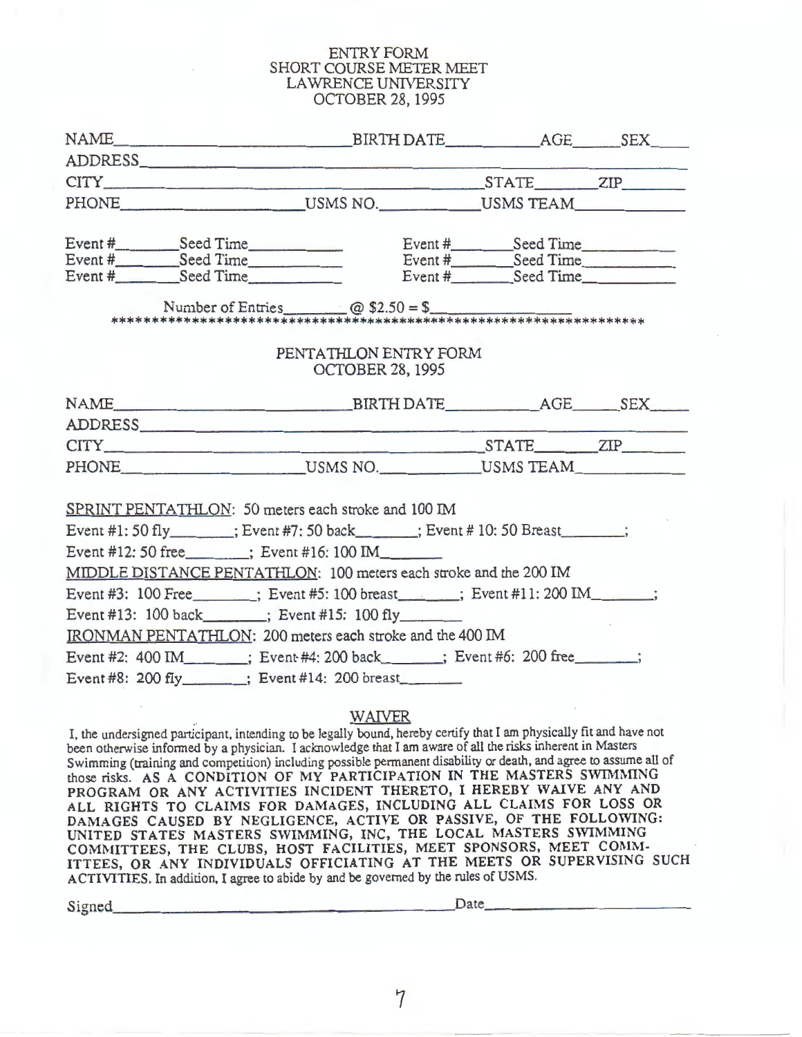ENTRY FORM
SHORT COURSE METER MEET
LAWRENCE UNIVERSITY
OCTOBER 28, 1995

NAME____________________________ BIRTH DATE____________ AGE______ SEX_____

ADDRESS________________________________________________________________

CITY_____________________________________________ STATE________ ZIP________

PHONE______________________ USMS NO.____________ USMS TEAM______________

Event #________ Seed Time____________ Event #________ Seed Time____________
Event #________ Seed Time____________ Event #________ Seed Time____________
Event #________ Seed Time____________ Event #________ Seed Time____________

Number of Entries________ @ $2.50 = $_______________

*******************************************************************

PENTATHLON ENTRY FORM
OCTOBER 28, 1995

NAME____________________________ BIRTH DATE____________ AGE______ SEX_____

ADDRESS________________________________________________________________

CITY_____________________________________________ STATE________ ZIP________

PHONE______________________ USMS NO.____________ USMS TEAM______________

SPRINT PENTATHLON: 50 meters each stroke and 100 IM

Event #1: 50 fly________; Event #7: 50 back_______; Event # 10: 50 Breast________;

Event #12: 50 free________; Event #16: 100 IM_______

MIDDLE DISTANCE PENTATHLON: 100 meters each stroke and the 200 IM

Event #3: 100 Free________; Event #5: 100 breast_______; Event #11: 200 IM_______;

Event #13: 100 back________; Event #15: 100 fly_______

IRONMAN PENTATHLON: 200 meters each stroke and the 400 IM

Event #2: 400 IM________; Event #4: 200 back_______; Event #6: 200 free_______;

Event #8: 200 fly________; Event #14: 200 breast_______

## WAIVER

I, the undersigned participant, intending to be legally bound, hereby certify that I am physically fit and have not been otherwise informed by a physician. I acknowledge that I am aware of all the risks inherent in Masters Swimming (training and competition) including possible permanent disability or death, and agree to assume all of those risks. AS A CONDITION OF MY PARTICIPATION IN THE MASTERS SWIMMING PROGRAM OR ANY ACTIVITIES INCIDENT THERETO, I HEREBY WAIVE ANY AND ALL RIGHTS TO CLAIMS FOR DAMAGES, INCLUDING ALL CLAIMS FOR LOSS OR DAMAGES CAUSED BY NEGLIGENCE, ACTIVE OR PASSIVE, OF THE FOLLOWING: UNITED STATES MASTERS SWIMMING, INC, THE LOCAL MASTERS SWIMMING COMMITTEES, THE CLUBS, HOST FACILITIES, MEET SPONSORS, MEET COMMITTEES, OR ANY INDIVIDUALS OFFICIATING AT THE MEETS OR SUPERVISING SUCH ACTIVITIES. In addition, I agree to abide by and be governed by the rules of USMS.

Signed__________________________________________ Date________________________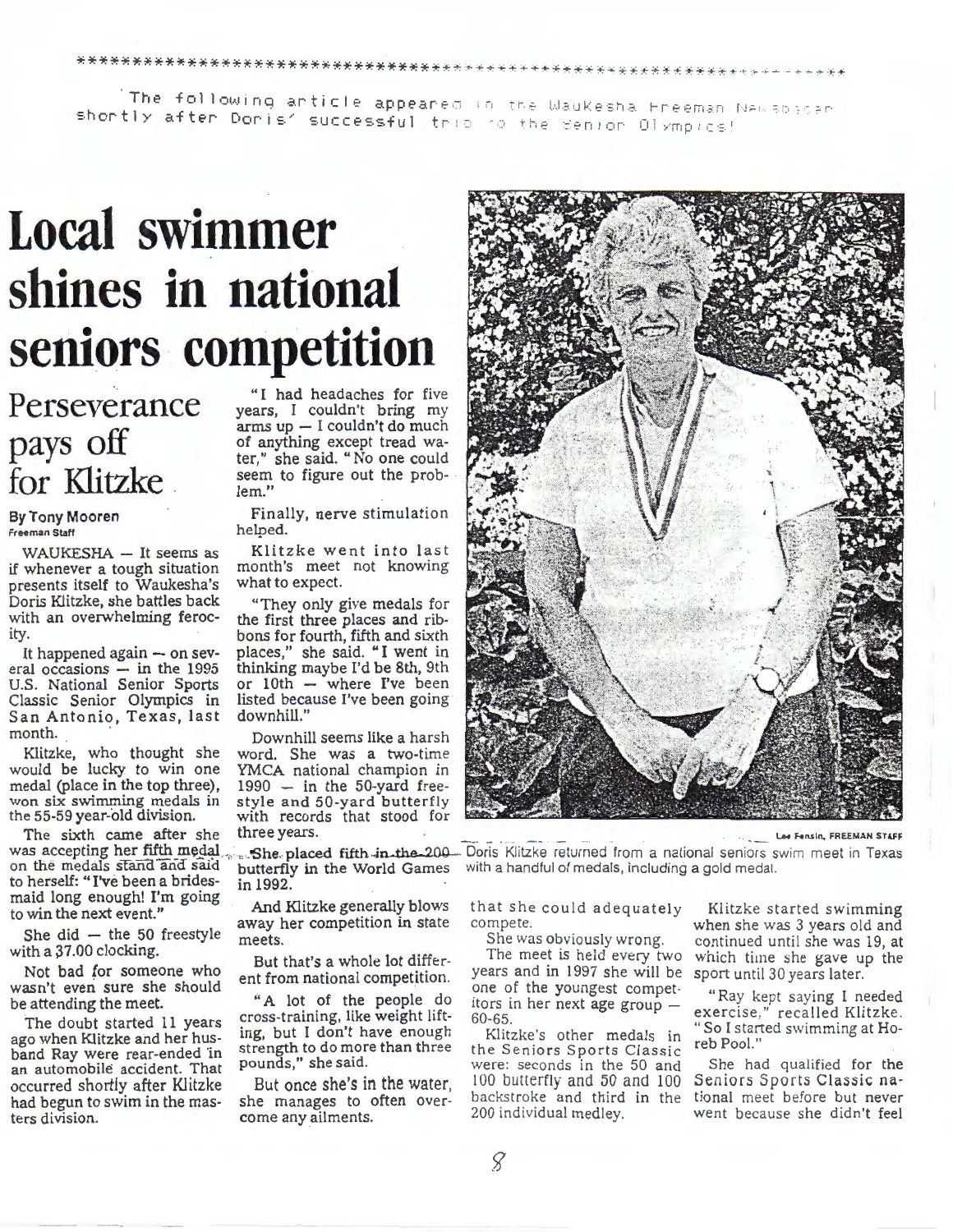The following article appeared in the Waukesha Freeman Newspaper shortly after Doris' successful trip to the Senior Olympics!

# Local swimmer shines in national seniors competition

## Perseverance pays off for Klitzke

**By Tony Mooren**
Freeman Staff

WAUKESHA — It seems as if whenever a tough situation presents itself to Waukesha's Doris Klitzke, she battles back with an overwhelming ferocity.

It happened again — on several occasions — in the 1995 U.S. National Senior Sports Classic Senior Olympics in San Antonio, Texas, last month.

Klitzke, who thought she would be lucky to win one medal (place in the top three), won six swimming medals in the 55-59 year-old division.

The sixth came after she was accepting her fifth medal on the medals stand and said to herself: "I've been a bridesmaid long enough! I'm going to win the next event."

She did — the 50 freestyle with a 37.00 clocking.

Not bad for someone who wasn't even sure she should be attending the meet.

The doubt started 11 years ago when Klitzke and her husband Ray were rear-ended in an automobile accident. That occurred shortly after Klitzke had begun to swim in the masters division.

"I had headaches for five years, I couldn't bring my arms up — I couldn't do much of anything except tread water," she said. "No one could seem to figure out the problem."

Finally, nerve stimulation helped.

Klitzke went into last month's meet not knowing what to expect.

"They only give medals for the first three places and ribbons for fourth, fifth and sixth places," she said. "I went in thinking maybe I'd be 8th, 9th or 10th — where I've been listed because I've been going downhill."

Downhill seems like a harsh word. She was a two-time YMCA national champion in 1990 — in the 50-yard freestyle and 50-yard butterfly with records that stood for three years.

She placed fifth in the 200 butterfly in the World Games in 1992.

And Klitzke generally blows away her competition in state meets.

But that's a whole lot different from national competition.

"A lot of the people do cross-training, like weight lifting, but I don't have enough strength to do more than three pounds," she said.

But once she's in the water, she manages to often overcome any ailments.

Lee Fensin, FREEMAN STAFF

Doris Klitzke returned from a national seniors swim meet in Texas with a handful of medals, including a gold medal.

Klitzke's other medals in the Seniors Sports Classic were: seconds in the 50 and 100 butterfly and 50 and 100 backstroke and third in the 200 individual medley.

Klitzke started swimming when she was 3 years old and continued until she was 19, at which time she gave up the sport until 30 years later.

"Ray kept saying I needed exercise," recalled Klitzke. "So I started swimming at Horeb Pool."

She had qualified for the Seniors Sports Classic national meet before but never went because she didn't feel that she could adequately compete.

She was obviously wrong.

The meet is held every two years and in 1997 she will be one of the youngest competitors in her next age group — 60-65.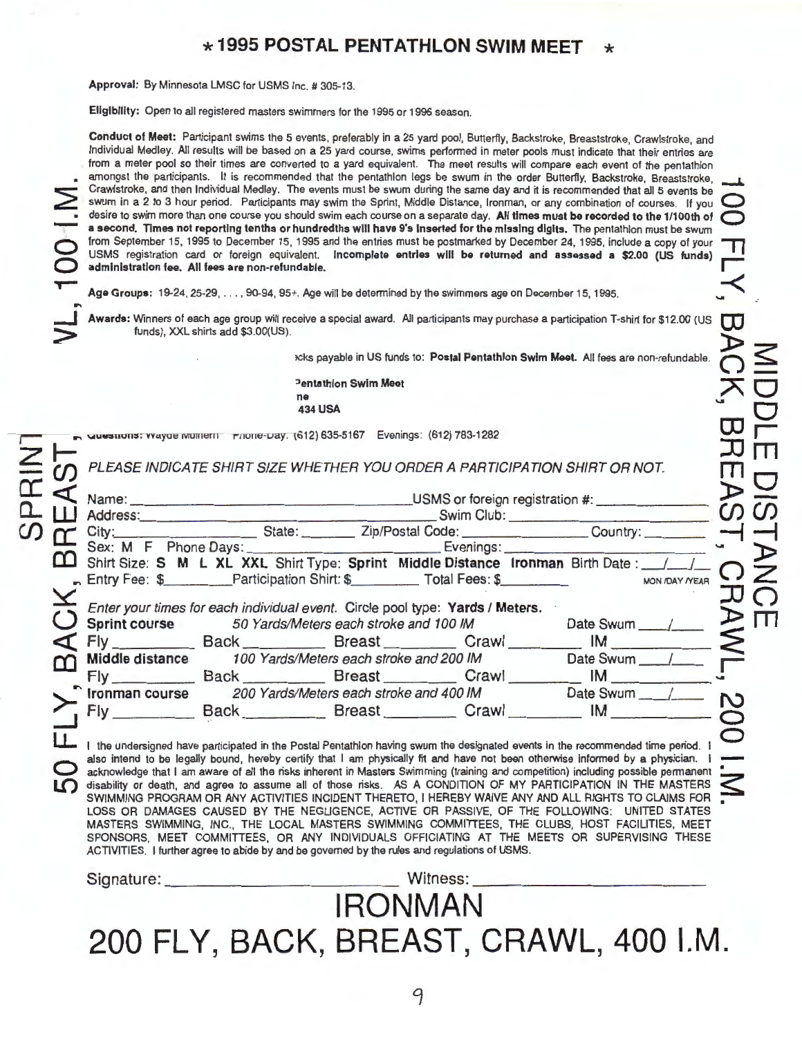# ★ 1995 POSTAL PENTATHLON SWIM MEET ★

**Approval:** By Minnesota LMSC for USMS Inc. # 305-13.

**Eligibility:** Open to all registered masters swimmers for the 1995 or 1996 season.

**Conduct of Meet:** Participant swims the 5 events, preferably in a 25 yard pool, Butterfly, Backstroke, Breaststroke, Crawlstroke, and Individual Medley. All results will be based on a 25 yard course, swims performed in meter pools must indicate that their entries are from a meter pool so their times are converted to a yard equivalent. The meet results will compare each event of the pentathlon amongst the participants. It is recommended that the pentathlon legs be swum in the order Butterfly, Backstroke, Breaststroke, Crawlstroke, and then Individual Medley. The events must be swum during the same day and it is recommended that all 5 events be swum in a 2 to 3 hour period. Participants may swim the Sprint, Middle Distance, Ironman, or any combination of courses. If you desire to swim more than one course you should swim each course on a separate day. **All times must be recorded to the 1/100th of a second. Times not reporting tenths or hundredths will have 9's inserted for the missing digits.** The pentathlon must be swum from September 15, 1995 to December 15, 1995 and the entries must be postmarked by December 24, 1995, include a copy of your USMS registration card or foreign equivalent. **Incomplete entries will be returned and assessed a $2.00 (US funds) administration fee. All fees are non-refundable.**

**Age Groups:** 19-24, 25-29, . . . , 90-94, 95+. Age will be determined by the swimmers age on December 15, 1995.

**Awards:** Winners of each age group will receive a special award. All participants may purchase a participation T-shirt for $12.00 (US funds), XXL shirts add $3.00(US).

...cks payable in US funds to: **Postal Pentathlon Swim Meet.** All fees are non-refundable.

...Pentathlon Swim Meet
...ne
...434 USA

Questions: Wayne Mulhern Phone-Day: (612) 635-5167 Evenings: (612) 783-1282

*PLEASE INDICATE SHIRT SIZE WHETHER YOU ORDER A PARTICIPATION SHIRT OR NOT.*

Name: ______________________ USMS or foreign registration #: __________

Address: ______________________ Swim Club: __________

City: __________ State: ______ Zip/Postal Code: __________ Country: ______

Sex: M F Phone Days: __________ Evenings: __________

Shirt Size: **S M L XL XXL** Shirt Type: **Sprint Middle Distance Ironman** Birth Date: ___/___/___ MON/DAY/YEAR

Entry Fee: $______ Participation Shirt: $______ Total Fees: $______

*Enter your times for each individual event.* Circle pool type: **Yards / Meters.**

**Sprint course** *50 Yards/Meters each stroke and 100 IM* Date Swum ___/___

Fly ______ Back ______ Breast ______ Crawl ______ IM ______

**Middle distance** *100 Yards/Meters each stroke and 200 IM* Date Swum ___/___

Fly ______ Back ______ Breast ______ Crawl ______ IM ______

**Ironman course** *200 Yards/Meters each stroke and 400 IM* Date Swum ___/___

Fly ______ Back ______ Breast ______ Crawl ______ IM ______

I the undersigned have participated in the Postal Pentathlon having swum the designated events in the recommended time period. I also intend to be legally bound, hereby certify that I am physically fit and have not been otherwise informed by a physician. I acknowledge that I am aware of all the risks inherent in Masters Swimming (training and competition) including possible permanent disability or death, and agree to assume all of those risks. AS A CONDITION OF MY PARTICIPATION IN THE MASTERS SWIMMING PROGRAM OR ANY ACTIVITIES INCIDENT THERETO, I HEREBY WAIVE ANY AND ALL RIGHTS TO CLAIMS FOR LOSS OR DAMAGES CAUSED BY THE NEGLIGENCE, ACTIVE OR PASSIVE, OF THE FOLLOWING: UNITED STATES MASTERS SWIMMING, INC., THE LOCAL MASTERS SWIMMING COMMITTEES, THE CLUBS, HOST FACILITIES, MEET SPONSORS, MEET COMMITTEES, OR ANY INDIVIDUALS OFFICIATING AT THE MEETS OR SUPERVISING THESE ACTIVITIES. I further agree to abide by and be governed by the rules and regulations of USMS.

Signature: ______________________ Witness: ______________________

SPRINT
50 FLY, BACK, BREAST, CRAWL, 100 I.M.

MIDDLE DISTANCE
100 FLY, BACK, BREAST, CRAWL, 200 I.M.

# IRONMAN
# 200 FLY, BACK, BREAST, CRAWL, 400 I.M.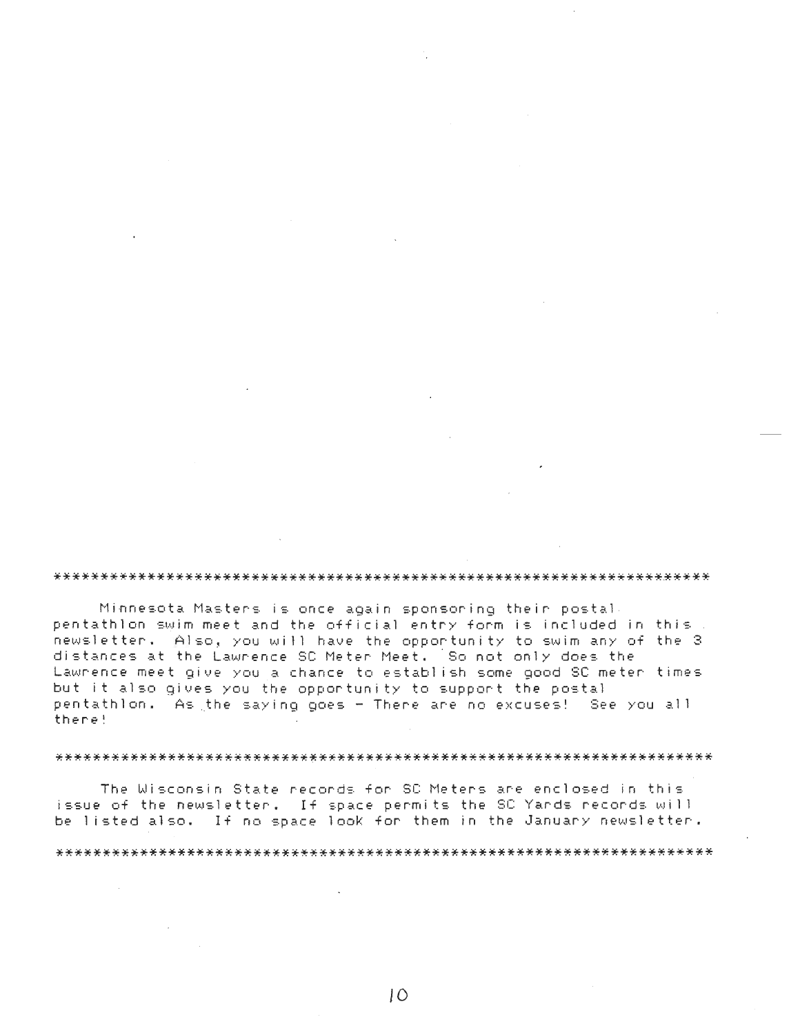\*\*\*\*\*\*\*\*\*\*\*\*\*\*\*\*\*\*\*\*\*\*\*\*\*\*\*\*\*\*\*\*\*\*\*\*\*\*\*\*\*\*\*\*\*\*\*\*\*\*\*\*\*\*\*\*\*\*\*\*\*\*\*\*\*\*\*\*\*\*

Minnesota Masters is once again sponsoring their postal pentathlon swim meet and the official entry form is included in this newsletter. Also, you will have the opportunity to swim any of the 3 distances at the Lawrence SC Meter Meet. So not only does the Lawrence meet give you a chance to establish some good SC meter times but it also gives you the opportunity to support the postal pentathlon. As the saying goes - There are no excuses! See you all there!

\*\*\*\*\*\*\*\*\*\*\*\*\*\*\*\*\*\*\*\*\*\*\*\*\*\*\*\*\*\*\*\*\*\*\*\*\*\*\*\*\*\*\*\*\*\*\*\*\*\*\*\*\*\*\*\*\*\*\*\*\*\*\*\*\*\*\*\*\*\*

The Wisconsin State records for SC Meters are enclosed in this issue of the newsletter. If space permits the SC Yards records will be listed also. If no space look for them in the January newsletter.

\*\*\*\*\*\*\*\*\*\*\*\*\*\*\*\*\*\*\*\*\*\*\*\*\*\*\*\*\*\*\*\*\*\*\*\*\*\*\*\*\*\*\*\*\*\*\*\*\*\*\*\*\*\*\*\*\*\*\*\*\*\*\*\*\*\*\*\*\*\*